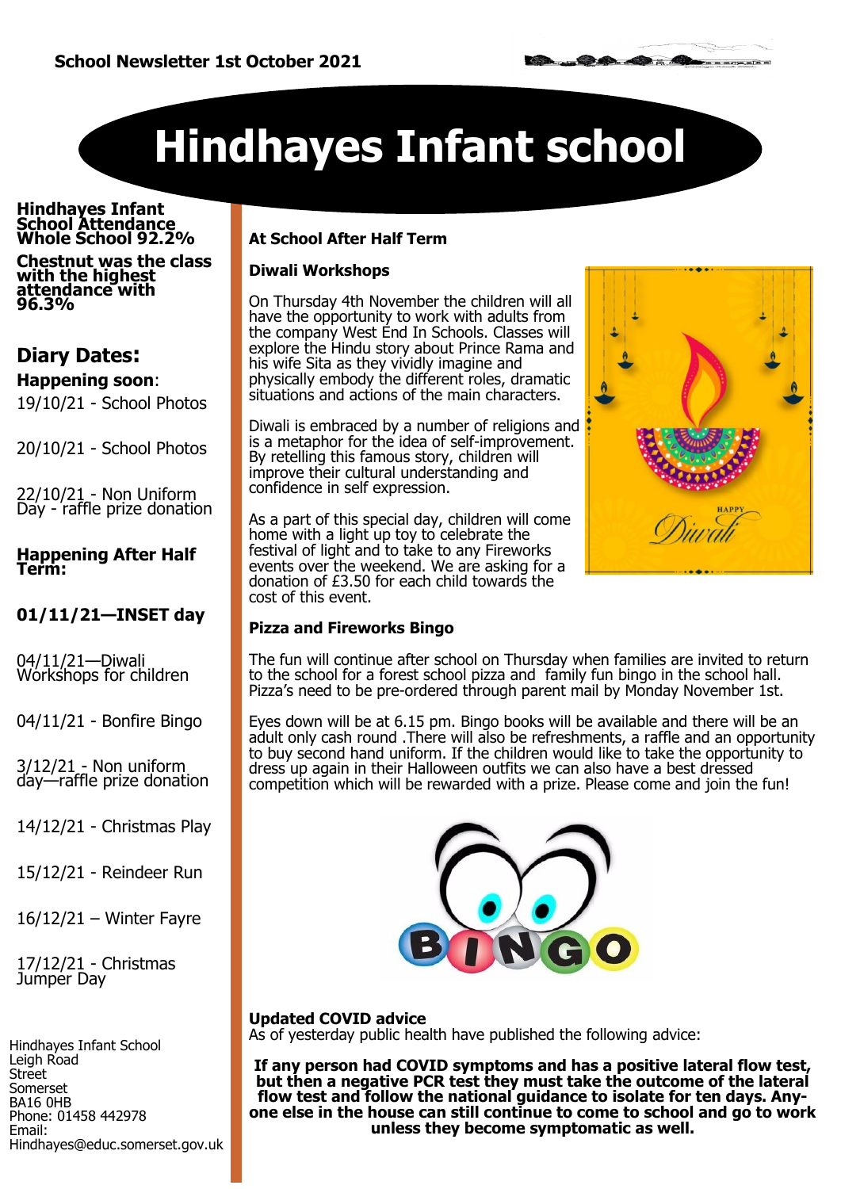School Newsletter 1st October 2021

# Hindhayes Infant school

**Hindhayes Infant School Attendance Whole School 92.2%**

**Chestnut was the class with the highest attendance with 96.3%**

## Diary Dates:

**Happening soon**:

19/10/21 - School Photos

20/10/21 - School Photos

22/10/21 - Non Uniform Day - raffle prize donation

**Happening After Half Term:**

**01/11/21—INSET day**

04/11/21—Diwali Workshops for children

04/11/21 - Bonfire Bingo

3/12/21 - Non uniform day—raffle prize donation

14/12/21 - Christmas Play

15/12/21 - Reindeer Run

16/12/21 – Winter Fayre

17/12/21 - Christmas Jumper Day

Hindhayes Infant School
Leigh Road
Street
Somerset
BA16 0HB
Phone: 01458 442978
Email:
Hindhayes@educ.somerset.gov.uk

**At School After Half Term**

**Diwali Workshops**

On Thursday 4th November the children will all have the opportunity to work with adults from the company West End In Schools. Classes will explore the Hindu story about Prince Rama and his wife Sita as they vividly imagine and physically embody the different roles, dramatic situations and actions of the main characters.

Diwali is embraced by a number of religions and is a metaphor for the idea of self-improvement. By retelling this famous story, children will improve their cultural understanding and confidence in self expression.

As a part of this special day, children will come home with a light up toy to celebrate the festival of light and to take to any Fireworks events over the weekend. We are asking for a donation of £3.50 for each child towards the cost of this event.

**Pizza and Fireworks Bingo**

The fun will continue after school on Thursday when families are invited to return to the school for a forest school pizza and family fun bingo in the school hall. Pizza's need to be pre-ordered through parent mail by Monday November 1st.

Eyes down will be at 6.15 pm. Bingo books will be available and there will be an adult only cash round .There will also be refreshments, a raffle and an opportunity to buy second hand uniform. If the children would like to take the opportunity to dress up again in their Halloween outfits we can also have a best dressed competition which will be rewarded with a prize. Please come and join the fun!

**Updated COVID advice**
As of yesterday public health have published the following advice:

**If any person had COVID symptoms and has a positive lateral flow test, but then a negative PCR test they must take the outcome of the lateral flow test and follow the national guidance to isolate for ten days. Anyone else in the house can still continue to come to school and go to work unless they become symptomatic as well.**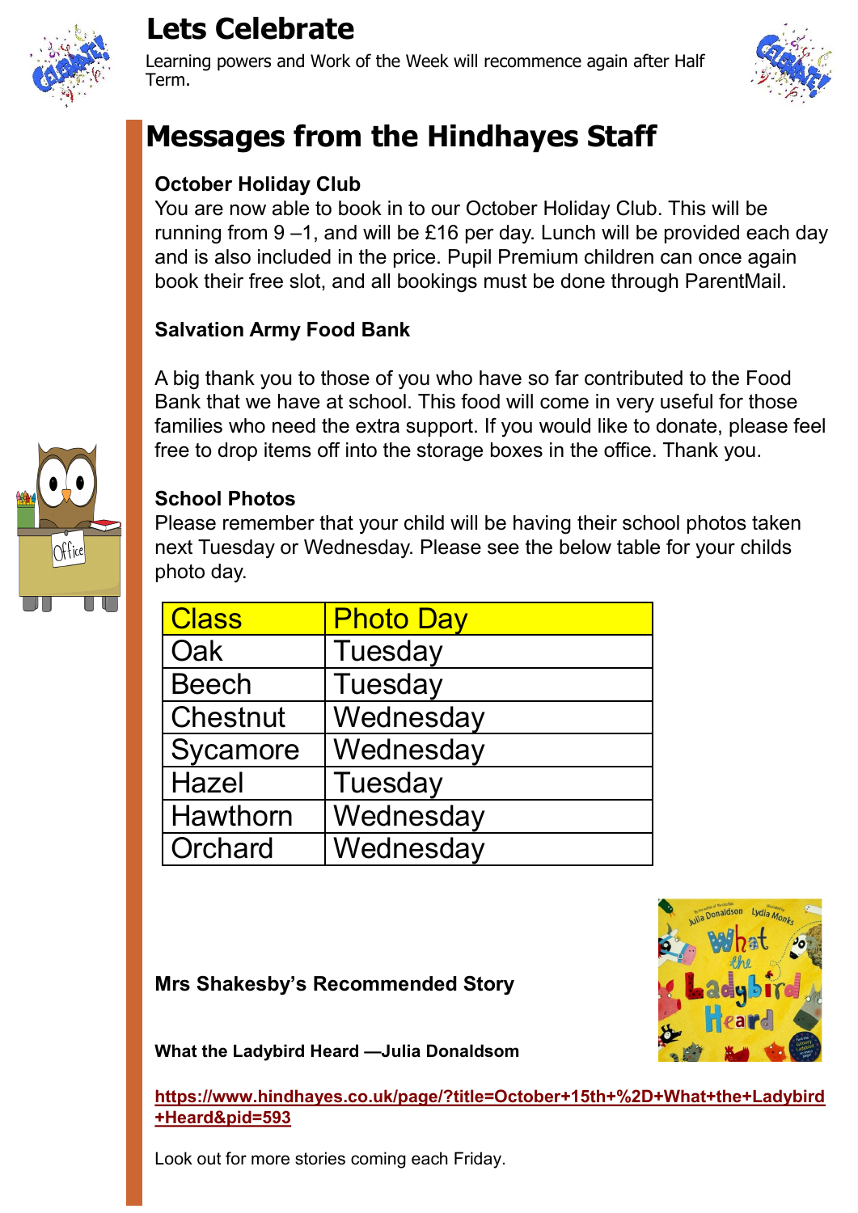# Lets Celebrate

Learning powers and Work of the Week will recommence again after Half Term.

# Messages from the Hindhayes Staff

**October Holiday Club**

You are now able to book in to our October Holiday Club. This will be running from 9 –1, and will be £16 per day. Lunch will be provided each day and is also included in the price. Pupil Premium children can once again book their free slot, and all bookings must be done through ParentMail.

**Salvation Army Food Bank**

A big thank you to those of you who have so far contributed to the Food Bank that we have at school. This food will come in very useful for those families who need the extra support. If you would like to donate, please feel free to drop items off into the storage boxes in the office. Thank you.

**School Photos**

Please remember that your child will be having their school photos taken next Tuesday or Wednesday. Please see the below table for your childs photo day.

| Class | Photo Day |
|---|---|
| Oak | Tuesday |
| Beech | Tuesday |
| Chestnut | Wednesday |
| Sycamore | Wednesday |
| Hazel | Tuesday |
| Hawthorn | Wednesday |
| Orchard | Wednesday |

**Mrs Shakesby's Recommended Story**

**What the Ladybird Heard —Julia Donaldsom**

**https://www.hindhayes.co.uk/page/?title=October+15th+%2D+What+the+Ladybird+Heard&pid=593**

Look out for more stories coming each Friday.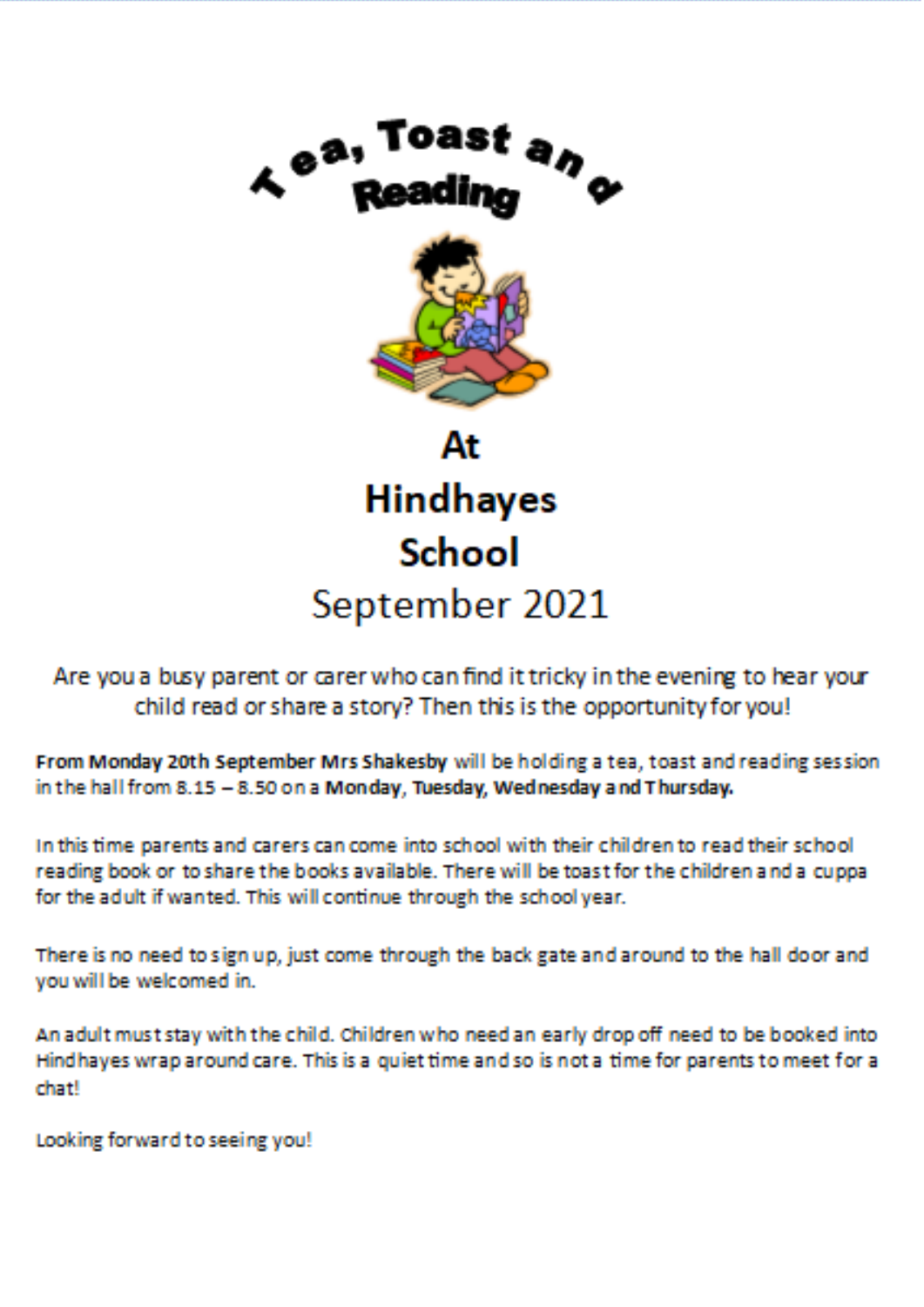# Tea, Toast and Reading

# At Hindhayes School

## September 2021

Are you a busy parent or carer who can find it tricky in the evening to hear your child read or share a story? Then this is the opportunity for you!

**From Monday 20th September Mrs Shakesby** will be holding a tea, toast and reading session in the hall from 8.15 – 8.50 on a **Monday, Tuesday, Wednesday and Thursday.**

In this time parents and carers can come into school with their children to read their school reading book or to share the books available. There will be toast for the children and a cuppa for the adult if wanted. This will continue through the school year.

There is no need to sign up, just come through the back gate and around to the hall door and you will be welcomed in.

An adult must stay with the child. Children who need an early drop off need to be booked into Hindhayes wrap around care. This is a quiet time and so is not a time for parents to meet for a chat!

Looking forward to seeing you!